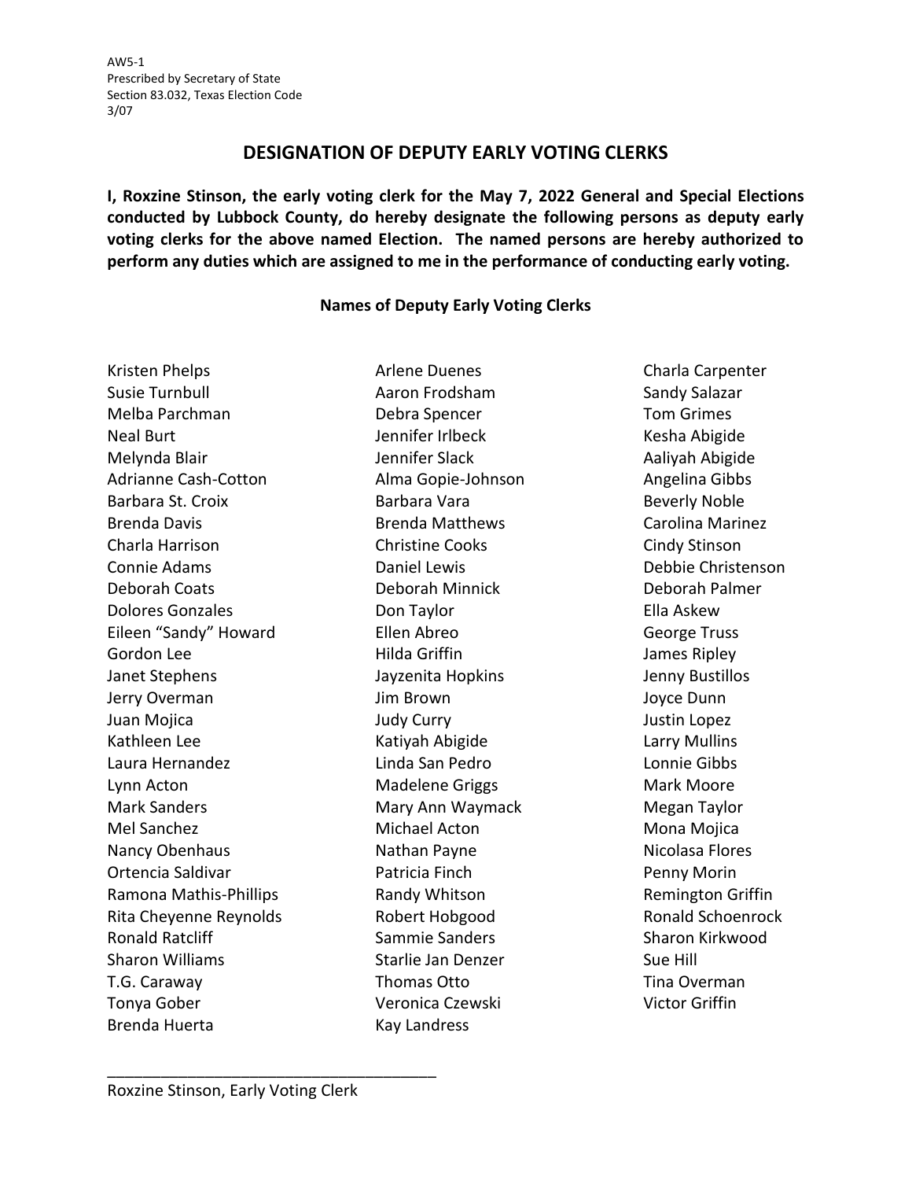AW5-1
Prescribed by Secretary of State
Section 83.032, Texas Election Code
3/07

# DESIGNATION OF DEPUTY EARLY VOTING CLERKS

**I, Roxzine Stinson, the early voting clerk for the May 7, 2022 General and Special Elections conducted by Lubbock County, do hereby designate the following persons as deputy early voting clerks for the above named Election. The named persons are hereby authorized to perform any duties which are assigned to me in the performance of conducting early voting.**

**Names of Deputy Early Voting Clerks**

Kristen Phelps
Susie Turnbull
Melba Parchman
Neal Burt
Melynda Blair
Adrianne Cash-Cotton
Barbara St. Croix
Brenda Davis
Charla Harrison
Connie Adams
Deborah Coats
Dolores Gonzales
Eileen “Sandy” Howard
Gordon Lee
Janet Stephens
Jerry Overman
Juan Mojica
Kathleen Lee
Laura Hernandez
Lynn Acton
Mark Sanders
Mel Sanchez
Nancy Obenhaus
Ortencia Saldivar
Ramona Mathis-Phillips
Rita Cheyenne Reynolds
Ronald Ratcliff
Sharon Williams
T.G. Caraway
Tonya Gober
Brenda Huerta

Arlene Duenes
Aaron Frodsham
Debra Spencer
Jennifer Irlbeck
Jennifer Slack
Alma Gopie-Johnson
Barbara Vara
Brenda Matthews
Christine Cooks
Daniel Lewis
Deborah Minnick
Don Taylor
Ellen Abreo
Hilda Griffin
Jayzenita Hopkins
Jim Brown
Judy Curry
Katiyah Abigide
Linda San Pedro
Madelene Griggs
Mary Ann Waymack
Michael Acton
Nathan Payne
Patricia Finch
Randy Whitson
Robert Hobgood
Sammie Sanders
Starlie Jan Denzer
Thomas Otto
Veronica Czewski
Kay Landress

Charla Carpenter
Sandy Salazar
Tom Grimes
Kesha Abigide
Aaliyah Abigide
Angelina Gibbs
Beverly Noble
Carolina Marinez
Cindy Stinson
Debbie Christenson
Deborah Palmer
Ella Askew
George Truss
James Ripley
Jenny Bustillos
Joyce Dunn
Justin Lopez
Larry Mullins
Lonnie Gibbs
Mark Moore
Megan Taylor
Mona Mojica
Nicolasa Flores
Penny Morin
Remington Griffin
Ronald Schoenrock
Sharon Kirkwood
Sue Hill
Tina Overman
Victor Griffin

_____________________________________
Roxzine Stinson, Early Voting Clerk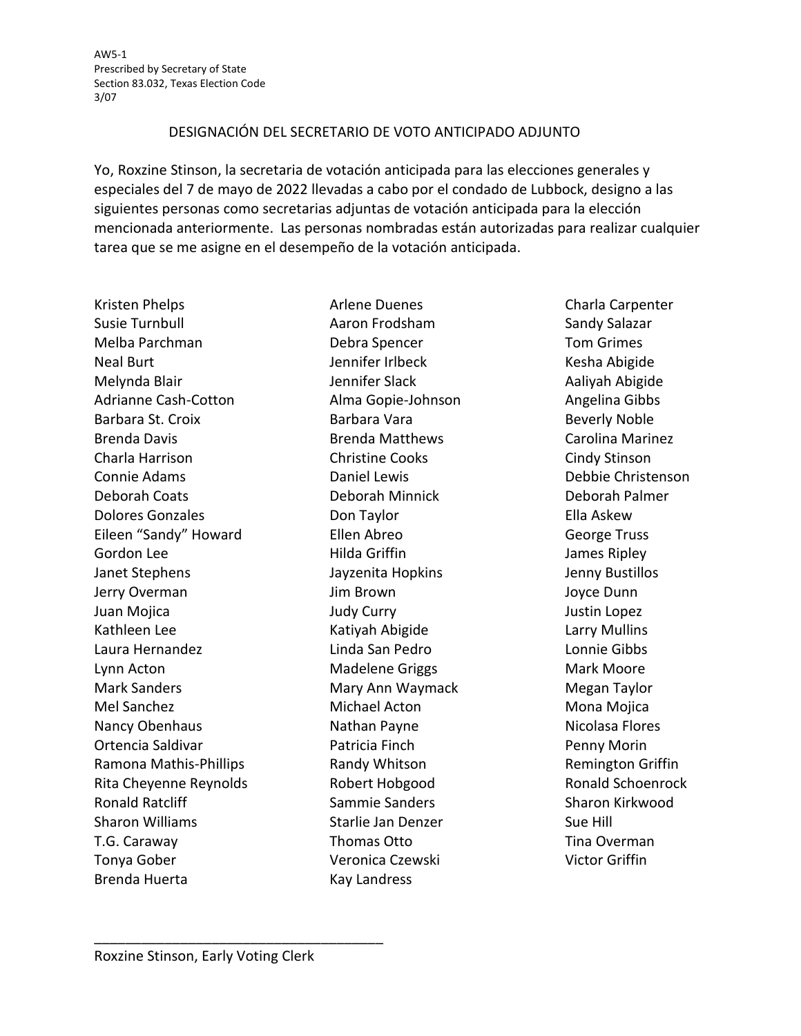AW5-1
Prescribed by Secretary of State
Section 83.032, Texas Election Code
3/07

## DESIGNACIÓN DEL SECRETARIO DE VOTO ANTICIPADO ADJUNTO

Yo, Roxzine Stinson, la secretaria de votación anticipada para las elecciones generales y especiales del 7 de mayo de 2022 llevadas a cabo por el condado de Lubbock, designo a las siguientes personas como secretarias adjuntas de votación anticipada para la elección mencionada anteriormente. Las personas nombradas están autorizadas para realizar cualquier tarea que se me asigne en el desempeño de la votación anticipada.

Kristen Phelps
Susie Turnbull
Melba Parchman
Neal Burt
Melynda Blair
Adrianne Cash-Cotton
Barbara St. Croix
Brenda Davis
Charla Harrison
Connie Adams
Deborah Coats
Dolores Gonzales
Eileen "Sandy" Howard
Gordon Lee
Janet Stephens
Jerry Overman
Juan Mojica
Kathleen Lee
Laura Hernandez
Lynn Acton
Mark Sanders
Mel Sanchez
Nancy Obenhaus
Ortencia Saldivar
Ramona Mathis-Phillips
Rita Cheyenne Reynolds
Ronald Ratcliff
Sharon Williams
T.G. Caraway
Tonya Gober
Brenda Huerta
Arlene Duenes
Aaron Frodsham
Debra Spencer
Jennifer Irlbeck
Jennifer Slack
Alma Gopie-Johnson
Barbara Vara
Brenda Matthews
Christine Cooks
Daniel Lewis
Deborah Minnick
Don Taylor
Ellen Abreo
Hilda Griffin
Jayzenita Hopkins
Jim Brown
Judy Curry
Katiyah Abigide
Linda San Pedro
Madelene Griggs
Mary Ann Waymack
Michael Acton
Nathan Payne
Patricia Finch
Randy Whitson
Robert Hobgood
Sammie Sanders
Starlie Jan Denzer
Thomas Otto
Veronica Czewski
Kay Landress
Charla Carpenter
Sandy Salazar
Tom Grimes
Kesha Abigide
Aaliyah Abigide
Angelina Gibbs
Beverly Noble
Carolina Marinez
Cindy Stinson
Debbie Christenson
Deborah Palmer
Ella Askew
George Truss
James Ripley
Jenny Bustillos
Joyce Dunn
Justin Lopez
Larry Mullins
Lonnie Gibbs
Mark Moore
Megan Taylor
Mona Mojica
Nicolasa Flores
Penny Morin
Remington Griffin
Ronald Schoenrock
Sharon Kirkwood
Sue Hill
Tina Overman
Victor Griffin

______________________________________
Roxzine Stinson, Early Voting Clerk